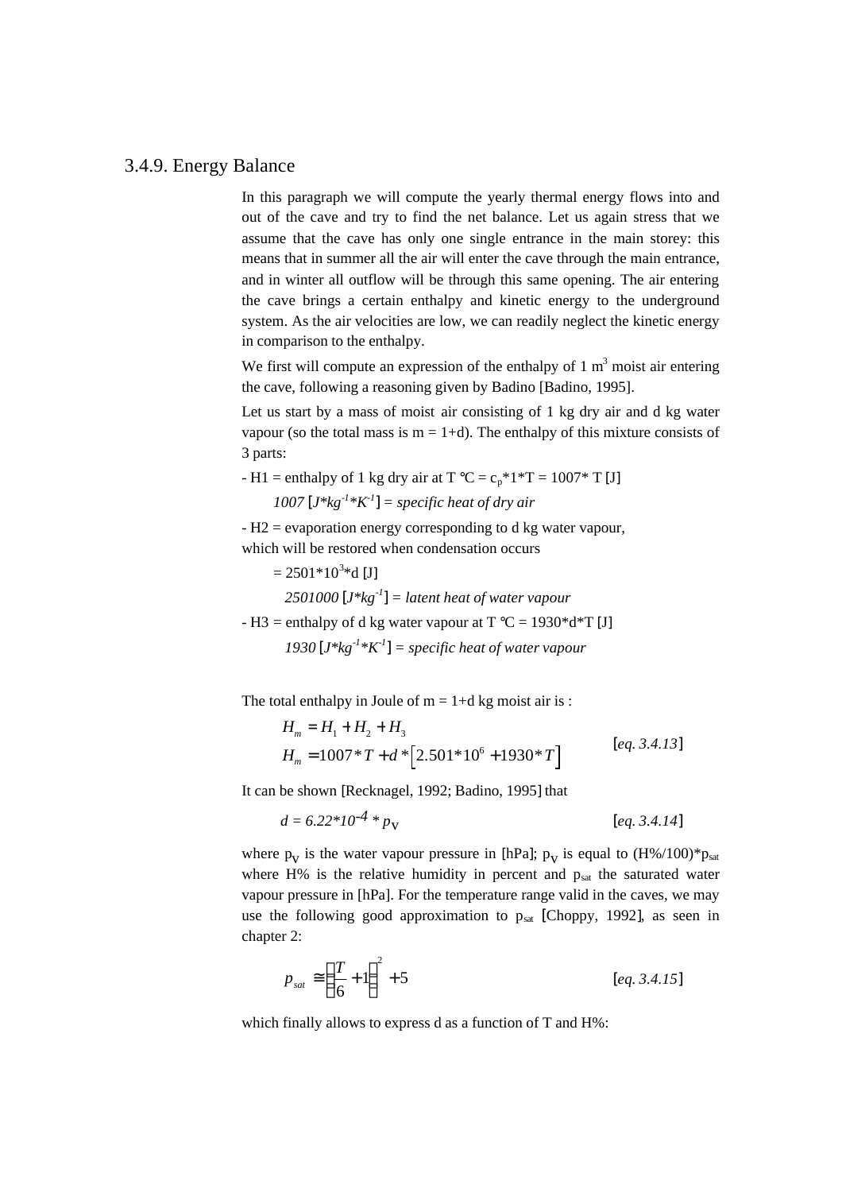## 3.4.9. Energy Balance

In this paragraph we will compute the yearly thermal energy flows into and out of the cave and try to find the net balance. Let us again stress that we assume that the cave has only one single entrance in the main storey: this means that in summer all the air will enter the cave through the main entrance, and in winter all outflow will be through this same opening. The air entering the cave brings a certain enthalpy and kinetic energy to the underground system. As the air velocities are low, we can readily neglect the kinetic energy in comparison to the enthalpy.

We first will compute an expression of the enthalpy of 1 $m^3$ moist air entering the cave, following a reasoning given by Badino [Badino, 1995].

Let us start by a mass of moist air consisting of 1 kg dry air and d kg water vapour (so the total mass is m = 1+d). The enthalpy of this mixture consists of 3 parts:

- H1 = enthalpy of 1 kg dry air at T °C = $c_p$*1*T = 1007* T [J]

  *1007 [J\*kg$^{-1}$\*K$^{-1}$] = specific heat of dry air*

- H2 = evaporation energy corresponding to d kg water vapour, which will be restored when condensation occurs

  = 2501*$10^3$*d [J]

  *2501000 [J\*kg$^{-1}$] = latent heat of water vapour*

- H3 = enthalpy of d kg water vapour at T °C = 1930*d*T [J]

  *1930 [J\*kg$^{-1}$\*K$^{-1}$] = specific heat of water vapour*

The total enthalpy in Joule of m = 1+d kg moist air is :

$$H_m = H_1 + H_2 + H_3$$
$$H_m = 1007 * T + d * \left[2.501 * 10^6 + 1930 * T\right] \qquad [eq.\ 3.4.13]$$

It can be shown [Recknagel, 1992; Badino, 1995] that

$$d = 6.22 * 10^{-4} * p_V \qquad [eq.\ 3.4.14]$$

where $p_V$ is the water vapour pressure in [hPa]; $p_V$ is equal to (H%/100)*$p_{sat}$ where H% is the relative humidity in percent and $p_{sat}$ the saturated water vapour pressure in [hPa]. For the temperature range valid in the caves, we may use the following good approximation to $p_{sat}$ [Choppy, 1992], as seen in chapter 2:

$$p_{sat} \cong \left(\frac{T}{6} + 1\right)^2 + 5 \qquad [eq.\ 3.4.15]$$

which finally allows to express d as a function of T and H%: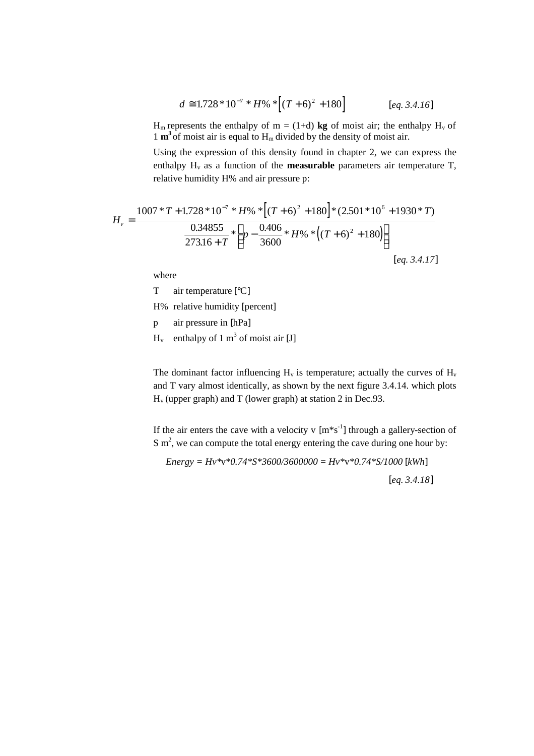$$d \cong 1.728 * 10^{-7} * H\% * \left[ (T+6)^2 + 180 \right] \qquad [eq.\ 3.4.16]$$

$H_m$ represents the enthalpy of m = (1+d) **kg** of moist air; the enthalpy $H_v$ of 1 **m$^3$** of moist air is equal to $H_m$ divided by the density of moist air.

Using the expression of this density found in chapter 2, we can express the enthalpy $H_v$ as a function of the **measurable** parameters air temperature T, relative humidity H% and air pressure p:

$$H_v = \frac{1007 * T + 1.728 * 10^{-7} * H\% * \left[ (T+6)^2 + 180 \right] * (2.501 * 10^6 + 1930 * T)}{\frac{0.34855}{273.16 + T} * \left( p - \frac{0.406}{3600} * H\% * \left( (T+6)^2 + 180 \right) \right)}$$

$[eq.\ 3.4.17]$

where

T air temperature [°C]

H% relative humidity [percent]

p air pressure in [hPa]

$H_v$ enthalpy of 1 m$^3$ of moist air [J]

The dominant factor influencing $H_v$ is temperature; actually the curves of $H_v$ and T vary almost identically, as shown by the next figure 3.4.14. which plots $H_v$ (upper graph) and T (lower graph) at station 2 in Dec.93.

If the air enters the cave with a velocity v [m*s$^{-1}$] through a gallery-section of S m$^2$, we can compute the total energy entering the cave during one hour by:

*Energy = Hv*v*0.74*S*3600/3600000 = Hv*v*0.74*S/1000* [*kWh*]

[*eq. 3.4.18*]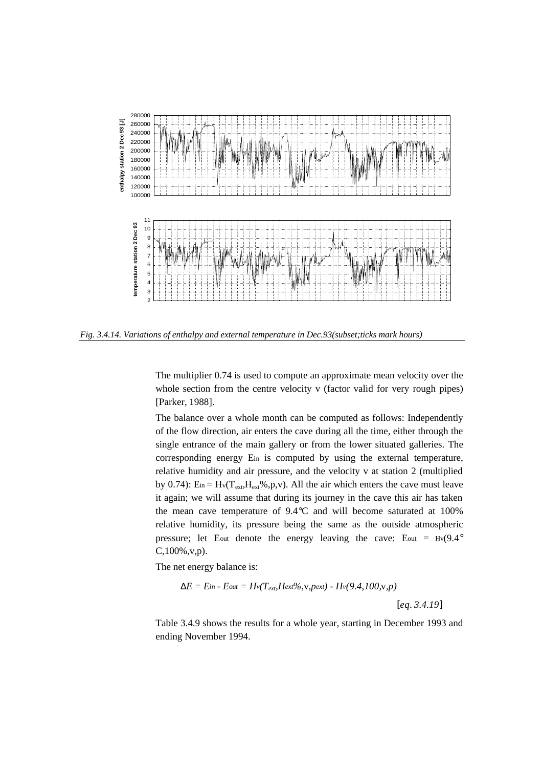enthalpy station 2 Dec 93 [J]

280000
260000
240000
220000
200000
180000
160000
140000
120000
100000

temperature station 2 Dec 93

11
10
9
8
7
6
5
4
3
2

*Fig. 3.4.14. Variations of enthalpy and external temperature in Dec.93(subset;ticks mark hours)*

The multiplier 0.74 is used to compute an approximate mean velocity over the whole section from the centre velocity v (factor valid for very rough pipes) [Parker, 1988].

The balance over a whole month can be computed as follows: Independently of the flow direction, air enters the cave during all the time, either through the single entrance of the main gallery or from the lower situated galleries. The corresponding energy $E_{in}$ is computed by using the external temperature, relative humidity and air pressure, and the velocity v at station 2 (multiplied by 0.74): $E_{in} = H_v(T_{ext}, H_{ext}\%, p, v)$. All the air which enters the cave must leave it again; we will assume that during its journey in the cave this air has taken the mean cave temperature of 9.4°C and will become saturated at 100% relative humidity, its pressure being the same as the outside atmospheric pressure; let $E_{out}$ denote the energy leaving the cave: $E_{out} = H_v(9.4°C, 100\%, v, p)$.

The net energy balance is:

$$\Delta E = E_{in} - E_{out} = H_v(T_{ext}, H_{ext}\%, v, p_{ext}) - H_v(9.4, 100, v, p)$$

[*eq. 3.4.19*]

Table 3.4.9 shows the results for a whole year, starting in December 1993 and ending November 1994.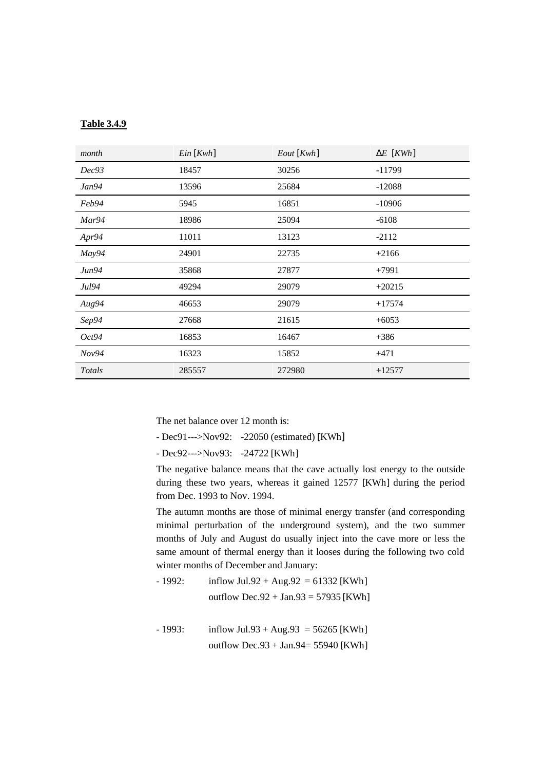**Table 3.4.9**

| *month* | *Ein* [*Kwh*] | *Eout* [*Kwh*] | $\Delta E$ [*KWh*] |
|---|---|---|---|
| *Dec93* | 18457 | 30256 | -11799 |
| *Jan94* | 13596 | 25684 | -12088 |
| *Feb94* | 5945 | 16851 | -10906 |
| *Mar94* | 18986 | 25094 | -6108 |
| *Apr94* | 11011 | 13123 | -2112 |
| *May94* | 24901 | 22735 | +2166 |
| *Jun94* | 35868 | 27877 | +7991 |
| *Jul94* | 49294 | 29079 | +20215 |
| *Aug94* | 46653 | 29079 | +17574 |
| *Sep94* | 27668 | 21615 | +6053 |
| *Oct94* | 16853 | 16467 | +386 |
| *Nov94* | 16323 | 15852 | +471 |
| *Totals* | 285557 | 272980 | +12577 |

The net balance over 12 month is:

- Dec91--->Nov92: -22050 (estimated) [KWh]
- Dec92--->Nov93: -24722 [KWh]

The negative balance means that the cave actually lost energy to the outside during these two years, whereas it gained 12577 [KWh] during the period from Dec. 1993 to Nov. 1994.

The autumn months are those of minimal energy transfer (and corresponding minimal perturbation of the underground system), and the two summer months of July and August do usually inject into the cave more or less the same amount of thermal energy than it looses during the following two cold winter months of December and January:

- 1992: inflow Jul.92 + Aug.92 = 61332 [KWh]
  outflow Dec.92 + Jan.93 = 57935 [KWh]

- 1993: inflow Jul.93 + Aug.93 = 56265 [KWh]
  outflow Dec.93 + Jan.94= 55940 [KWh]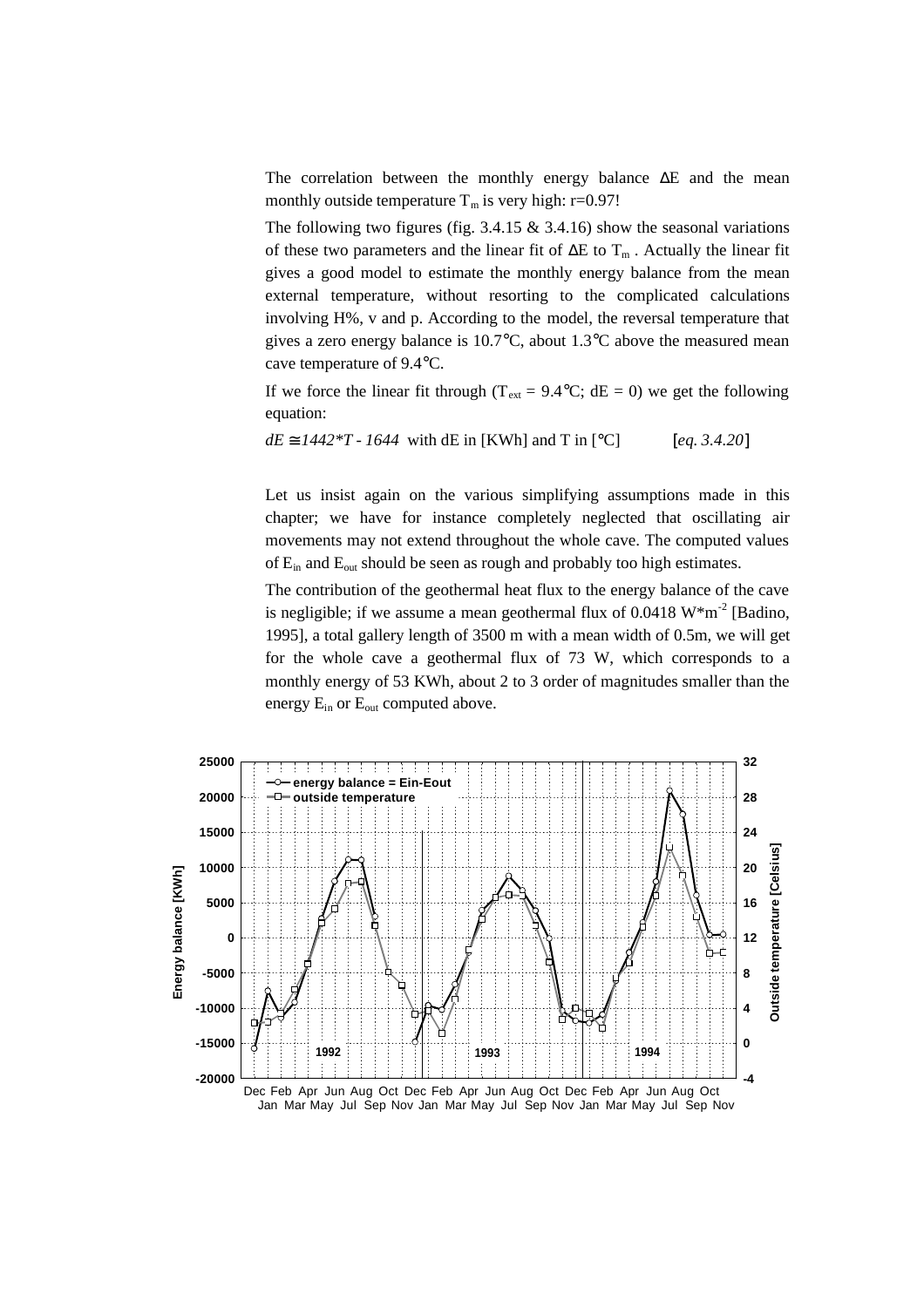The correlation between the monthly energy balance $\Delta E$ and the mean monthly outside temperature $T_m$ is very high: r=0.97!

The following two figures (fig. 3.4.15 & 3.4.16) show the seasonal variations of these two parameters and the linear fit of $\Delta E$ to $T_m$ . Actually the linear fit gives a good model to estimate the monthly energy balance from the mean external temperature, without resorting to the complicated calculations involving H%, v and p. According to the model, the reversal temperature that gives a zero energy balance is 10.7°C, about 1.3°C above the measured mean cave temperature of 9.4°C.

If we force the linear fit through ($T_{ext}$ = 9.4°C; dE = 0) we get the following equation:

$dE \cong 1442*T - 1644$ with dE in [KWh] and T in [°C] [*eq. 3.4.20*]

Let us insist again on the various simplifying assumptions made in this chapter; we have for instance completely neglected that oscillating air movements may not extend throughout the whole cave. The computed values of $E_{in}$ and $E_{out}$ should be seen as rough and probably too high estimates.

The contribution of the geothermal heat flux to the energy balance of the cave is negligible; if we assume a mean geothermal flux of 0.0418 $W*m^{-2}$ [Badino, 1995], a total gallery length of 3500 m with a mean width of 0.5m, we will get for the whole cave a geothermal flux of 73 W, which corresponds to a monthly energy of 53 KWh, about 2 to 3 order of magnitudes smaller than the energy $E_{in}$ or $E_{out}$ computed above.

energy balance = Ein-Eout
outside temperature

Energy balance [KWh]
25000
20000
15000
10000
5000
0
-5000
-10000
-15000
-20000

Outside temperature [Celsius]
32
28
24
20
16
12
8
4
0
-4

1992
1993
1994

Dec Feb Apr Jun Aug Oct Dec Feb Apr Jun Aug Oct Dec Feb Apr Jun Aug Oct
Jan Mar May Jul Sep Nov Jan Mar May Jul Sep Nov Jan Mar May Jul Sep Nov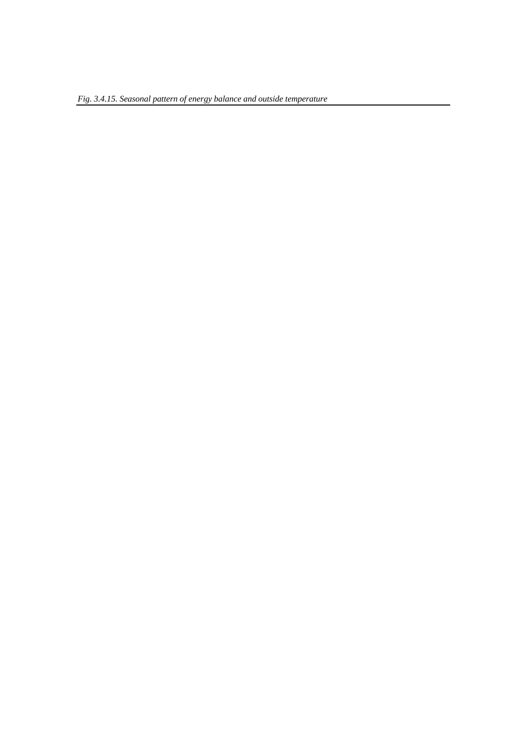*Fig. 3.4.15. Seasonal pattern of energy balance and outside temperature*